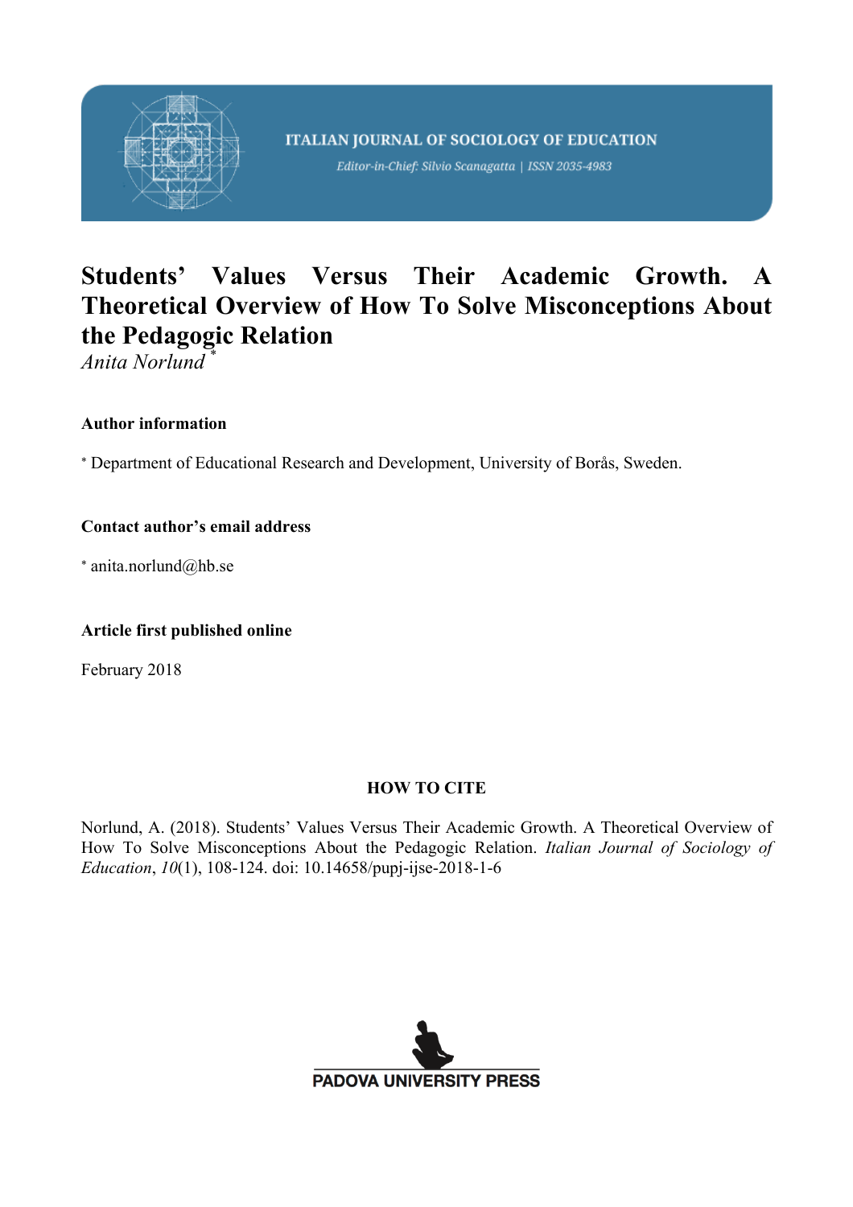ITALIAN JOURNAL OF SOCIOLOGY OF EDUCATION

*Editor-in-Chief: Silvio Scanagatta | ISSN 2035-4983*

# Students' Values Versus Their Academic Growth. A Theoretical Overview of How To Solve Misconceptions About the Pedagogic Relation

*Anita Norlund* [*]

**Author information**

[*] Department of Educational Research and Development, University of Borås, Sweden.

**Contact author's email address**

[*] anita.norlund@hb.se

**Article first published online**

February 2018

**HOW TO CITE**

Norlund, A. (2018). Students' Values Versus Their Academic Growth. A Theoretical Overview of How To Solve Misconceptions About the Pedagogic Relation. *Italian Journal of Sociology of Education*, *10*(1), 108-124. doi: 10.14658/pupj-ijse-2018-1-6

PADOVA UNIVERSITY PRESS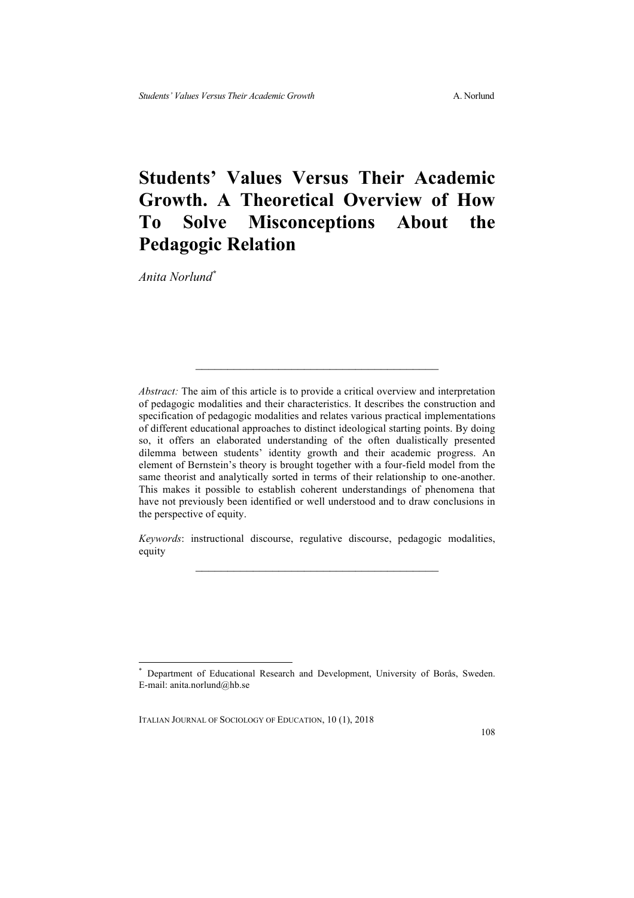# Students' Values Versus Their Academic Growth. A Theoretical Overview of How To Solve Misconceptions About the Pedagogic Relation

*Anita Norlund*[*]

---

*Abstract:* The aim of this article is to provide a critical overview and interpretation of pedagogic modalities and their characteristics. It describes the construction and specification of pedagogic modalities and relates various practical implementations of different educational approaches to distinct ideological starting points. By doing so, it offers an elaborated understanding of the often dualistically presented dilemma between students' identity growth and their academic progress. An element of Bernstein's theory is brought together with a four-field model from the same theorist and analytically sorted in terms of their relationship to one-another. This makes it possible to establish coherent understandings of phenomena that have not previously been identified or well understood and to draw conclusions in the perspective of equity.

*Keywords*: instructional discourse, regulative discourse, pedagogic modalities, equity

---

[*] Department of Educational Research and Development, University of Borås, Sweden. E-mail: anita.norlund@hb.se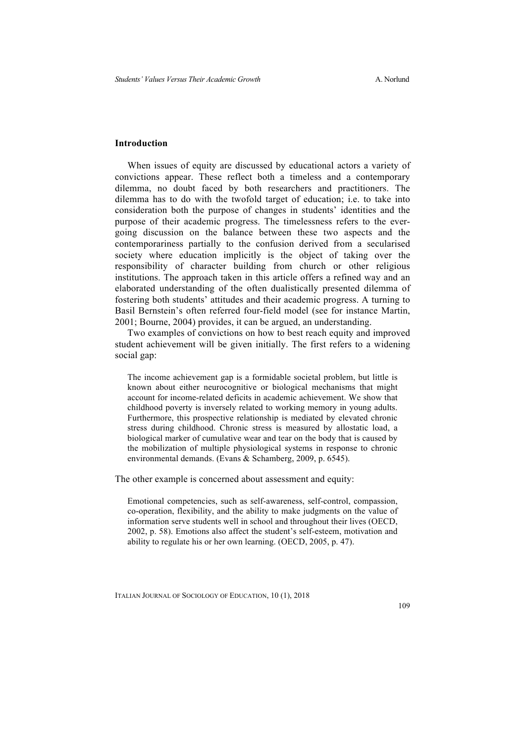## Introduction

When issues of equity are discussed by educational actors a variety of convictions appear. These reflect both a timeless and a contemporary dilemma, no doubt faced by both researchers and practitioners. The dilemma has to do with the twofold target of education; i.e. to take into consideration both the purpose of changes in students' identities and the purpose of their academic progress. The timelessness refers to the ever-going discussion on the balance between these two aspects and the contemporariness partially to the confusion derived from a secularised society where education implicitly is the object of taking over the responsibility of character building from church or other religious institutions. The approach taken in this article offers a refined way and an elaborated understanding of the often dualistically presented dilemma of fostering both students' attitudes and their academic progress. A turning to Basil Bernstein's often referred four-field model (see for instance Martin, 2001; Bourne, 2004) provides, it can be argued, an understanding.

Two examples of convictions on how to best reach equity and improved student achievement will be given initially. The first refers to a widening social gap:

> The income achievement gap is a formidable societal problem, but little is known about either neurocognitive or biological mechanisms that might account for income-related deficits in academic achievement. We show that childhood poverty is inversely related to working memory in young adults. Furthermore, this prospective relationship is mediated by elevated chronic stress during childhood. Chronic stress is measured by allostatic load, a biological marker of cumulative wear and tear on the body that is caused by the mobilization of multiple physiological systems in response to chronic environmental demands. (Evans & Schamberg, 2009, p. 6545).

The other example is concerned about assessment and equity:

> Emotional competencies, such as self-awareness, self-control, compassion, co-operation, flexibility, and the ability to make judgments on the value of information serve students well in school and throughout their lives (OECD, 2002, p. 58). Emotions also affect the student's self-esteem, motivation and ability to regulate his or her own learning. (OECD, 2005, p. 47).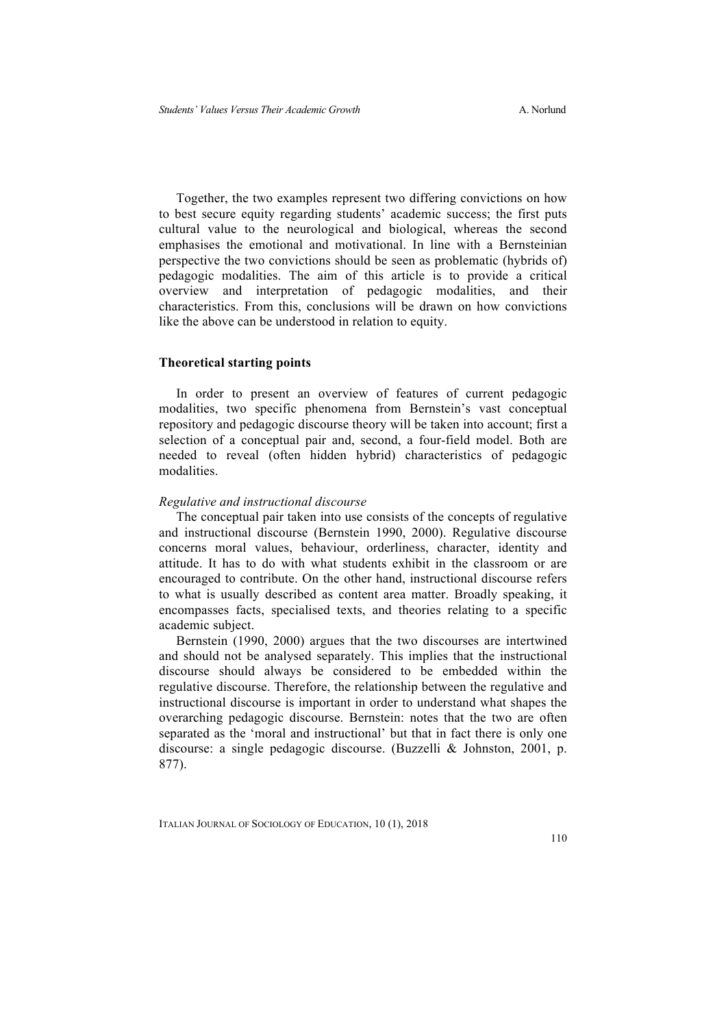Together, the two examples represent two differing convictions on how to best secure equity regarding students' academic success; the first puts cultural value to the neurological and biological, whereas the second emphasises the emotional and motivational. In line with a Bernsteinian perspective the two convictions should be seen as problematic (hybrids of) pedagogic modalities. The aim of this article is to provide a critical overview and interpretation of pedagogic modalities, and their characteristics. From this, conclusions will be drawn on how convictions like the above can be understood in relation to equity.

## Theoretical starting points

In order to present an overview of features of current pedagogic modalities, two specific phenomena from Bernstein's vast conceptual repository and pedagogic discourse theory will be taken into account; first a selection of a conceptual pair and, second, a four-field model. Both are needed to reveal (often hidden hybrid) characteristics of pedagogic modalities.

### *Regulative and instructional discourse*

The conceptual pair taken into use consists of the concepts of regulative and instructional discourse (Bernstein 1990, 2000). Regulative discourse concerns moral values, behaviour, orderliness, character, identity and attitude. It has to do with what students exhibit in the classroom or are encouraged to contribute. On the other hand, instructional discourse refers to what is usually described as content area matter. Broadly speaking, it encompasses facts, specialised texts, and theories relating to a specific academic subject.

Bernstein (1990, 2000) argues that the two discourses are intertwined and should not be analysed separately. This implies that the instructional discourse should always be considered to be embedded within the regulative discourse. Therefore, the relationship between the regulative and instructional discourse is important in order to understand what shapes the overarching pedagogic discourse. Bernstein: notes that the two are often separated as the 'moral and instructional' but that in fact there is only one discourse: a single pedagogic discourse. (Buzzelli & Johnston, 2001, p. 877).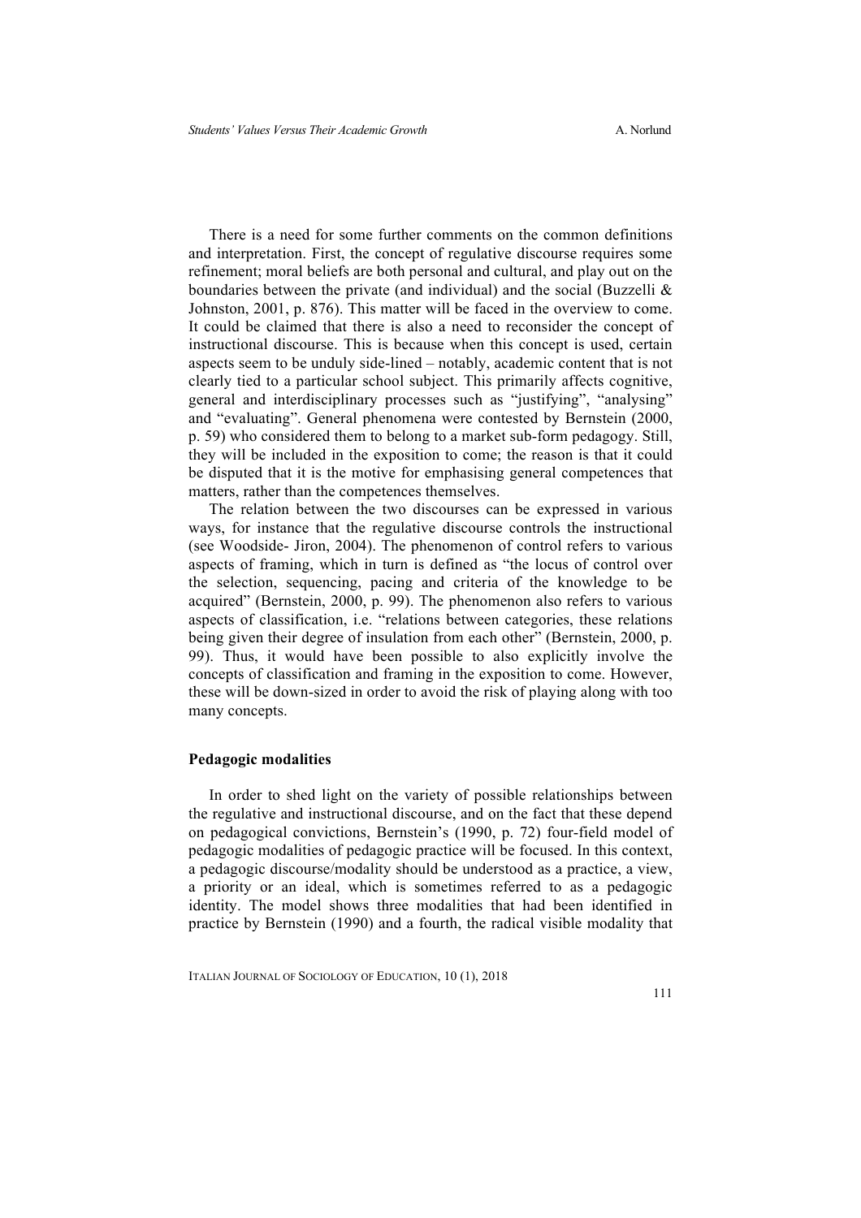There is a need for some further comments on the common definitions and interpretation. First, the concept of regulative discourse requires some refinement; moral beliefs are both personal and cultural, and play out on the boundaries between the private (and individual) and the social (Buzzelli & Johnston, 2001, p. 876). This matter will be faced in the overview to come. It could be claimed that there is also a need to reconsider the concept of instructional discourse. This is because when this concept is used, certain aspects seem to be unduly side-lined – notably, academic content that is not clearly tied to a particular school subject. This primarily affects cognitive, general and interdisciplinary processes such as "justifying", "analysing" and "evaluating". General phenomena were contested by Bernstein (2000, p. 59) who considered them to belong to a market sub-form pedagogy. Still, they will be included in the exposition to come; the reason is that it could be disputed that it is the motive for emphasising general competences that matters, rather than the competences themselves.

The relation between the two discourses can be expressed in various ways, for instance that the regulative discourse controls the instructional (see Woodside- Jiron, 2004). The phenomenon of control refers to various aspects of framing, which in turn is defined as "the locus of control over the selection, sequencing, pacing and criteria of the knowledge to be acquired" (Bernstein, 2000, p. 99). The phenomenon also refers to various aspects of classification, i.e. "relations between categories, these relations being given their degree of insulation from each other" (Bernstein, 2000, p. 99). Thus, it would have been possible to also explicitly involve the concepts of classification and framing in the exposition to come. However, these will be down-sized in order to avoid the risk of playing along with too many concepts.

### Pedagogic modalities

In order to shed light on the variety of possible relationships between the regulative and instructional discourse, and on the fact that these depend on pedagogical convictions, Bernstein's (1990, p. 72) four-field model of pedagogic modalities of pedagogic practice will be focused. In this context, a pedagogic discourse/modality should be understood as a practice, a view, a priority or an ideal, which is sometimes referred to as a pedagogic identity. The model shows three modalities that had been identified in practice by Bernstein (1990) and a fourth, the radical visible modality that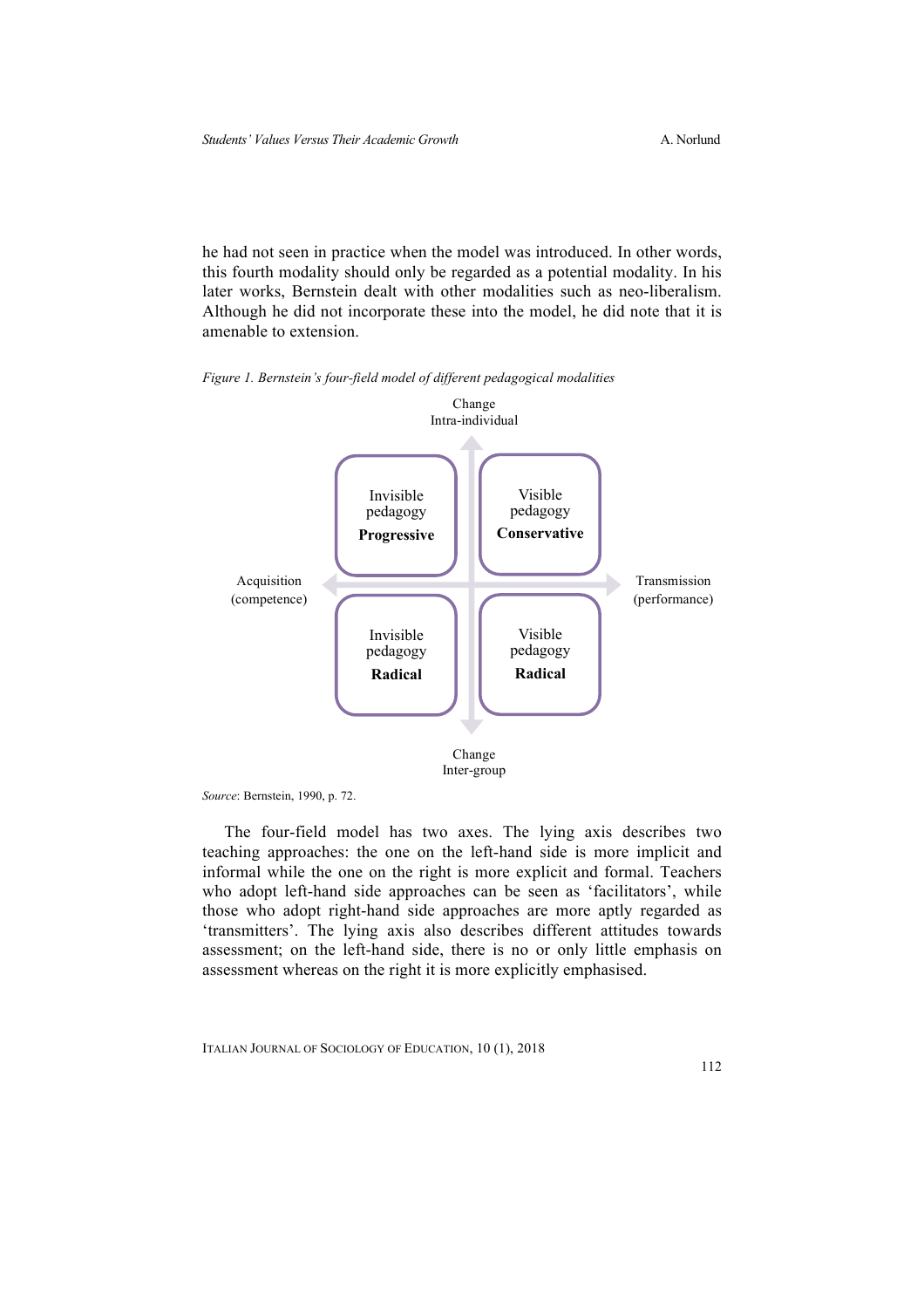he had not seen in practice when the model was introduced. In other words, this fourth modality should only be regarded as a potential modality. In his later works, Bernstein dealt with other modalities such as neo-liberalism. Although he did not incorporate these into the model, he did note that it is amenable to extension.

*Figure 1. Bernstein's four-field model of different pedagogical modalities*

Change
Intra-individual

| Acquisition (competence) ← | | | → Transmission (performance) |
|---|---|---|---|
| | Invisible pedagogy **Progressive** | Visible pedagogy **Conservative** | |
| | Invisible pedagogy **Radical** | Visible pedagogy **Radical** | |

Change
Inter-group

*Source*: Bernstein, 1990, p. 72.

The four-field model has two axes. The lying axis describes two teaching approaches: the one on the left-hand side is more implicit and informal while the one on the right is more explicit and formal. Teachers who adopt left-hand side approaches can be seen as 'facilitators', while those who adopt right-hand side approaches are more aptly regarded as 'transmitters'. The lying axis also describes different attitudes towards assessment; on the left-hand side, there is no or only little emphasis on assessment whereas on the right it is more explicitly emphasised.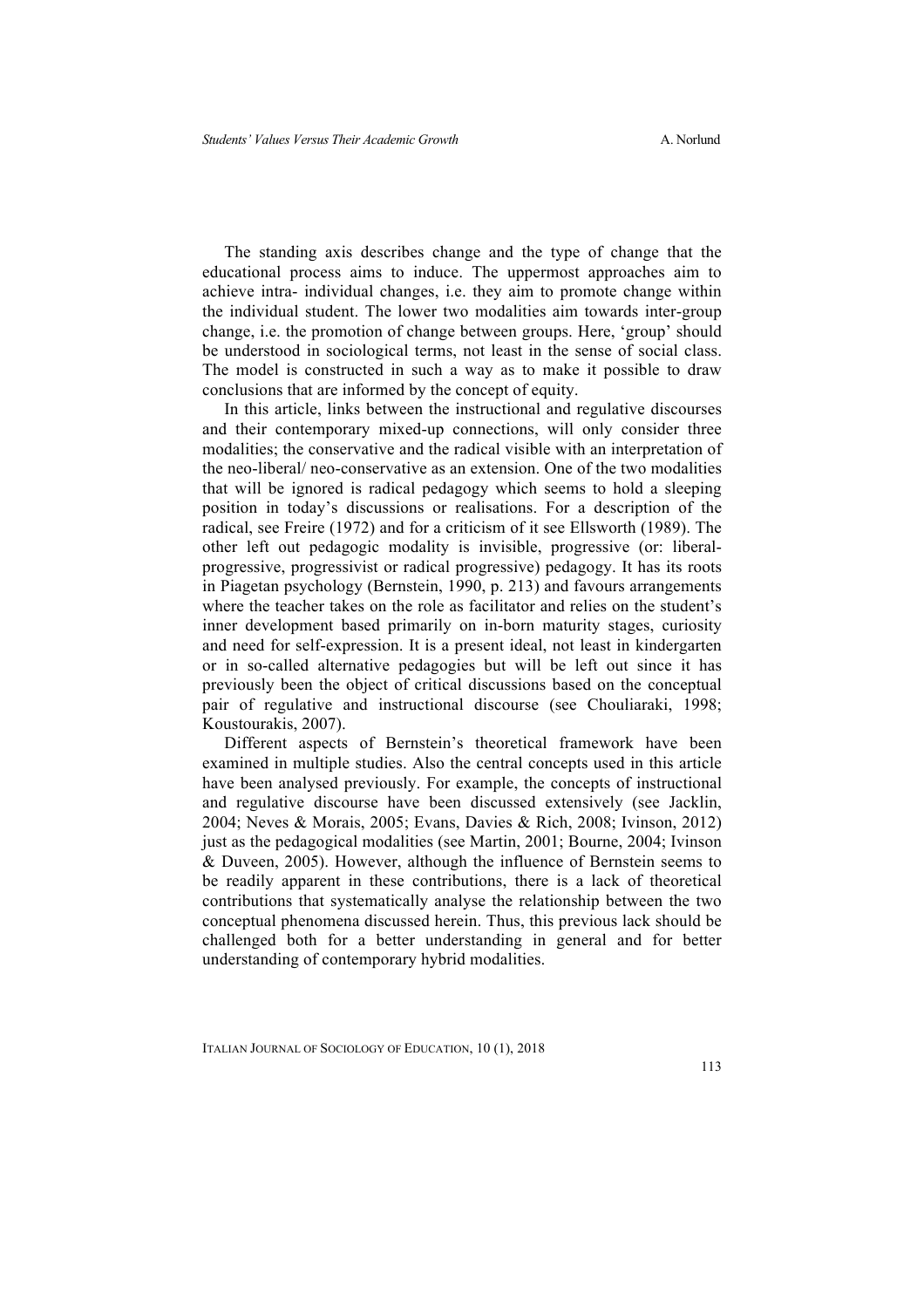The standing axis describes change and the type of change that the educational process aims to induce. The uppermost approaches aim to achieve intra- individual changes, i.e. they aim to promote change within the individual student. The lower two modalities aim towards inter-group change, i.e. the promotion of change between groups. Here, 'group' should be understood in sociological terms, not least in the sense of social class. The model is constructed in such a way as to make it possible to draw conclusions that are informed by the concept of equity.

In this article, links between the instructional and regulative discourses and their contemporary mixed-up connections, will only consider three modalities; the conservative and the radical visible with an interpretation of the neo-liberal/ neo-conservative as an extension. One of the two modalities that will be ignored is radical pedagogy which seems to hold a sleeping position in today's discussions or realisations. For a description of the radical, see Freire (1972) and for a criticism of it see Ellsworth (1989). The other left out pedagogic modality is invisible, progressive (or: liberal-progressive, progressivist or radical progressive) pedagogy. It has its roots in Piagetan psychology (Bernstein, 1990, p. 213) and favours arrangements where the teacher takes on the role as facilitator and relies on the student's inner development based primarily on in-born maturity stages, curiosity and need for self-expression. It is a present ideal, not least in kindergarten or in so-called alternative pedagogies but will be left out since it has previously been the object of critical discussions based on the conceptual pair of regulative and instructional discourse (see Chouliaraki, 1998; Koustourakis, 2007).

Different aspects of Bernstein's theoretical framework have been examined in multiple studies. Also the central concepts used in this article have been analysed previously. For example, the concepts of instructional and regulative discourse have been discussed extensively (see Jacklin, 2004; Neves & Morais, 2005; Evans, Davies & Rich, 2008; Ivinson, 2012) just as the pedagogical modalities (see Martin, 2001; Bourne, 2004; Ivinson & Duveen, 2005). However, although the influence of Bernstein seems to be readily apparent in these contributions, there is a lack of theoretical contributions that systematically analyse the relationship between the two conceptual phenomena discussed herein. Thus, this previous lack should be challenged both for a better understanding in general and for better understanding of contemporary hybrid modalities.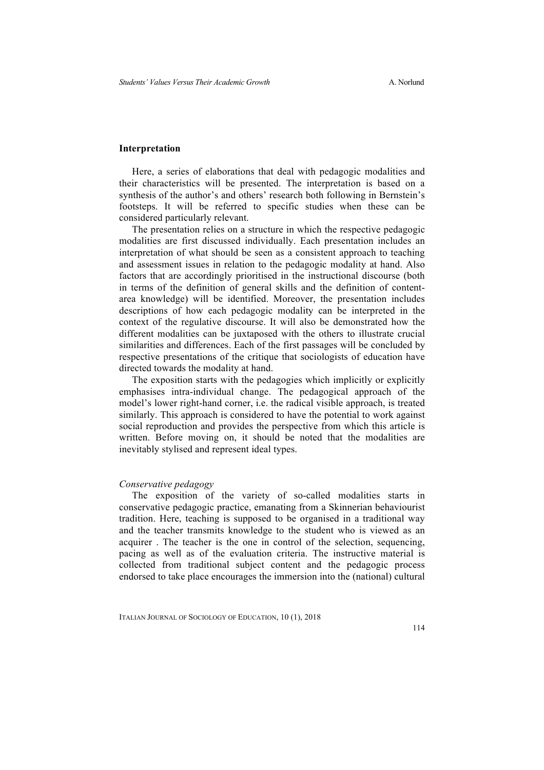## Interpretation

Here, a series of elaborations that deal with pedagogic modalities and their characteristics will be presented. The interpretation is based on a synthesis of the author's and others' research both following in Bernstein's footsteps. It will be referred to specific studies when these can be considered particularly relevant.

The presentation relies on a structure in which the respective pedagogic modalities are first discussed individually. Each presentation includes an interpretation of what should be seen as a consistent approach to teaching and assessment issues in relation to the pedagogic modality at hand. Also factors that are accordingly prioritised in the instructional discourse (both in terms of the definition of general skills and the definition of content-area knowledge) will be identified. Moreover, the presentation includes descriptions of how each pedagogic modality can be interpreted in the context of the regulative discourse. It will also be demonstrated how the different modalities can be juxtaposed with the others to illustrate crucial similarities and differences. Each of the first passages will be concluded by respective presentations of the critique that sociologists of education have directed towards the modality at hand.

The exposition starts with the pedagogies which implicitly or explicitly emphasises intra-individual change. The pedagogical approach of the model's lower right-hand corner, i.e. the radical visible approach, is treated similarly. This approach is considered to have the potential to work against social reproduction and provides the perspective from which this article is written. Before moving on, it should be noted that the modalities are inevitably stylised and represent ideal types.

### *Conservative pedagogy*

The exposition of the variety of so-called modalities starts in conservative pedagogic practice, emanating from a Skinnerian behaviourist tradition. Here, teaching is supposed to be organised in a traditional way and the teacher transmits knowledge to the student who is viewed as an acquirer . The teacher is the one in control of the selection, sequencing, pacing as well as of the evaluation criteria. The instructive material is collected from traditional subject content and the pedagogic process endorsed to take place encourages the immersion into the (national) cultural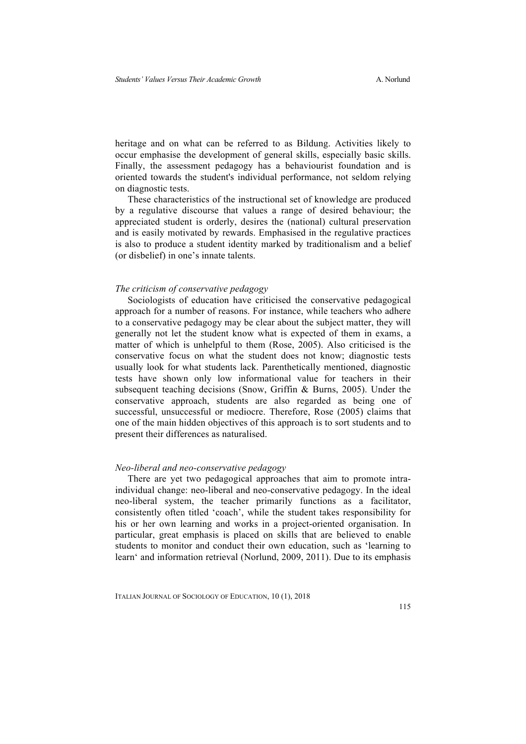heritage and on what can be referred to as Bildung. Activities likely to occur emphasise the development of general skills, especially basic skills. Finally, the assessment pedagogy has a behaviourist foundation and is oriented towards the student's individual performance, not seldom relying on diagnostic tests.

These characteristics of the instructional set of knowledge are produced by a regulative discourse that values a range of desired behaviour; the appreciated student is orderly, desires the (national) cultural preservation and is easily motivated by rewards. Emphasised in the regulative practices is also to produce a student identity marked by traditionalism and a belief (or disbelief) in one's innate talents.

### *The criticism of conservative pedagogy*

Sociologists of education have criticised the conservative pedagogical approach for a number of reasons. For instance, while teachers who adhere to a conservative pedagogy may be clear about the subject matter, they will generally not let the student know what is expected of them in exams, a matter of which is unhelpful to them (Rose, 2005). Also criticised is the conservative focus on what the student does not know; diagnostic tests usually look for what students lack. Parenthetically mentioned, diagnostic tests have shown only low informational value for teachers in their subsequent teaching decisions (Snow, Griffin & Burns, 2005). Under the conservative approach, students are also regarded as being one of successful, unsuccessful or mediocre. Therefore, Rose (2005) claims that one of the main hidden objectives of this approach is to sort students and to present their differences as naturalised.

### *Neo-liberal and neo-conservative pedagogy*

There are yet two pedagogical approaches that aim to promote intra-individual change: neo-liberal and neo-conservative pedagogy. In the ideal neo-liberal system, the teacher primarily functions as a facilitator, consistently often titled 'coach', while the student takes responsibility for his or her own learning and works in a project-oriented organisation. In particular, great emphasis is placed on skills that are believed to enable students to monitor and conduct their own education, such as 'learning to learn' and information retrieval (Norlund, 2009, 2011). Due to its emphasis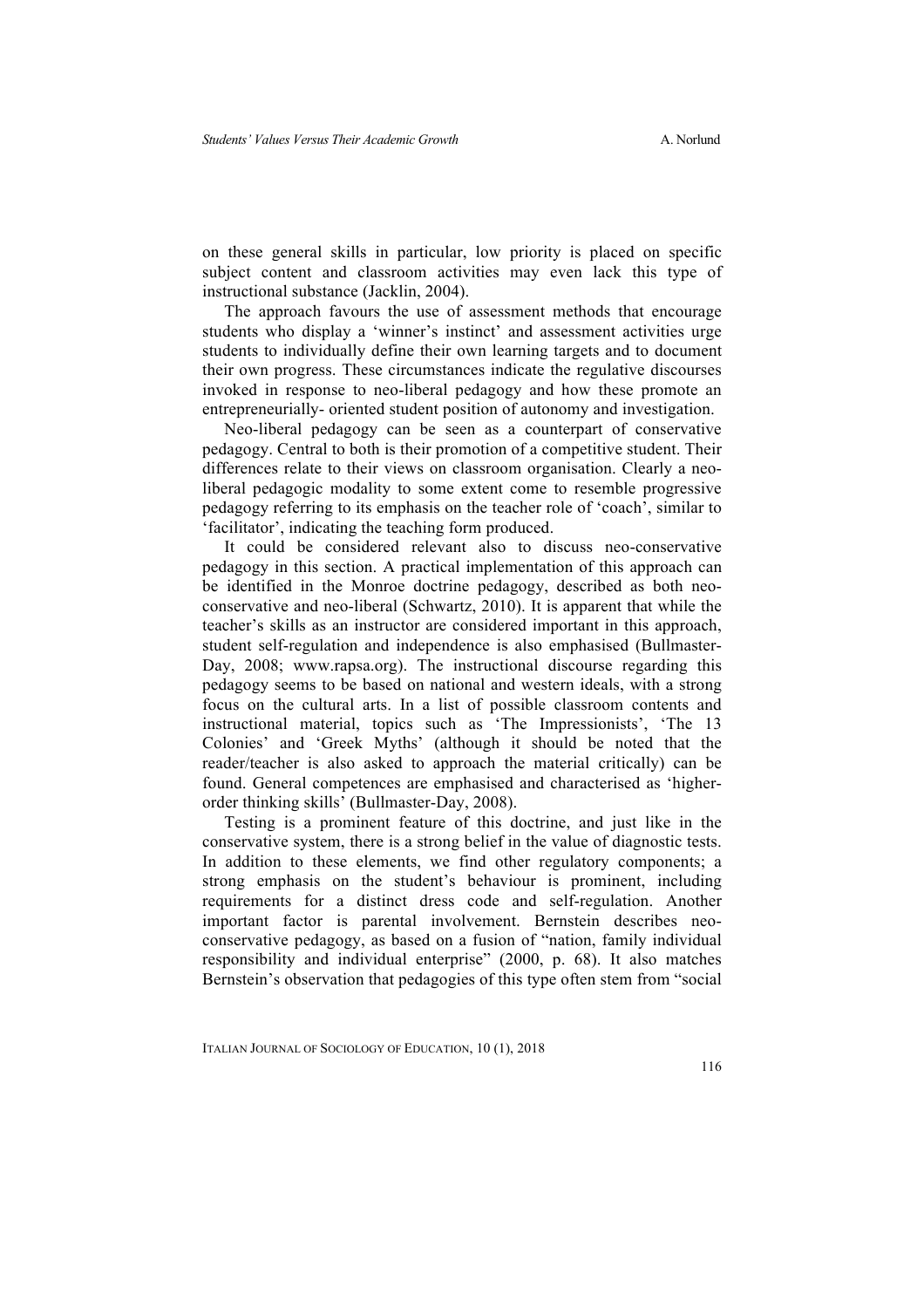on these general skills in particular, low priority is placed on specific subject content and classroom activities may even lack this type of instructional substance (Jacklin, 2004).

The approach favours the use of assessment methods that encourage students who display a 'winner's instinct' and assessment activities urge students to individually define their own learning targets and to document their own progress. These circumstances indicate the regulative discourses invoked in response to neo-liberal pedagogy and how these promote an entrepreneurially- oriented student position of autonomy and investigation.

Neo-liberal pedagogy can be seen as a counterpart of conservative pedagogy. Central to both is their promotion of a competitive student. Their differences relate to their views on classroom organisation. Clearly a neo-liberal pedagogic modality to some extent come to resemble progressive pedagogy referring to its emphasis on the teacher role of 'coach', similar to 'facilitator', indicating the teaching form produced.

It could be considered relevant also to discuss neo-conservative pedagogy in this section. A practical implementation of this approach can be identified in the Monroe doctrine pedagogy, described as both neo-conservative and neo-liberal (Schwartz, 2010). It is apparent that while the teacher's skills as an instructor are considered important in this approach, student self-regulation and independence is also emphasised (Bullmaster-Day, 2008; www.rapsa.org). The instructional discourse regarding this pedagogy seems to be based on national and western ideals, with a strong focus on the cultural arts. In a list of possible classroom contents and instructional material, topics such as 'The Impressionists', 'The 13 Colonies' and 'Greek Myths' (although it should be noted that the reader/teacher is also asked to approach the material critically) can be found. General competences are emphasised and characterised as 'higher-order thinking skills' (Bullmaster-Day, 2008).

Testing is a prominent feature of this doctrine, and just like in the conservative system, there is a strong belief in the value of diagnostic tests. In addition to these elements, we find other regulatory components; a strong emphasis on the student's behaviour is prominent, including requirements for a distinct dress code and self-regulation. Another important factor is parental involvement. Bernstein describes neo-conservative pedagogy, as based on a fusion of "nation, family individual responsibility and individual enterprise" (2000, p. 68). It also matches Bernstein's observation that pedagogies of this type often stem from "social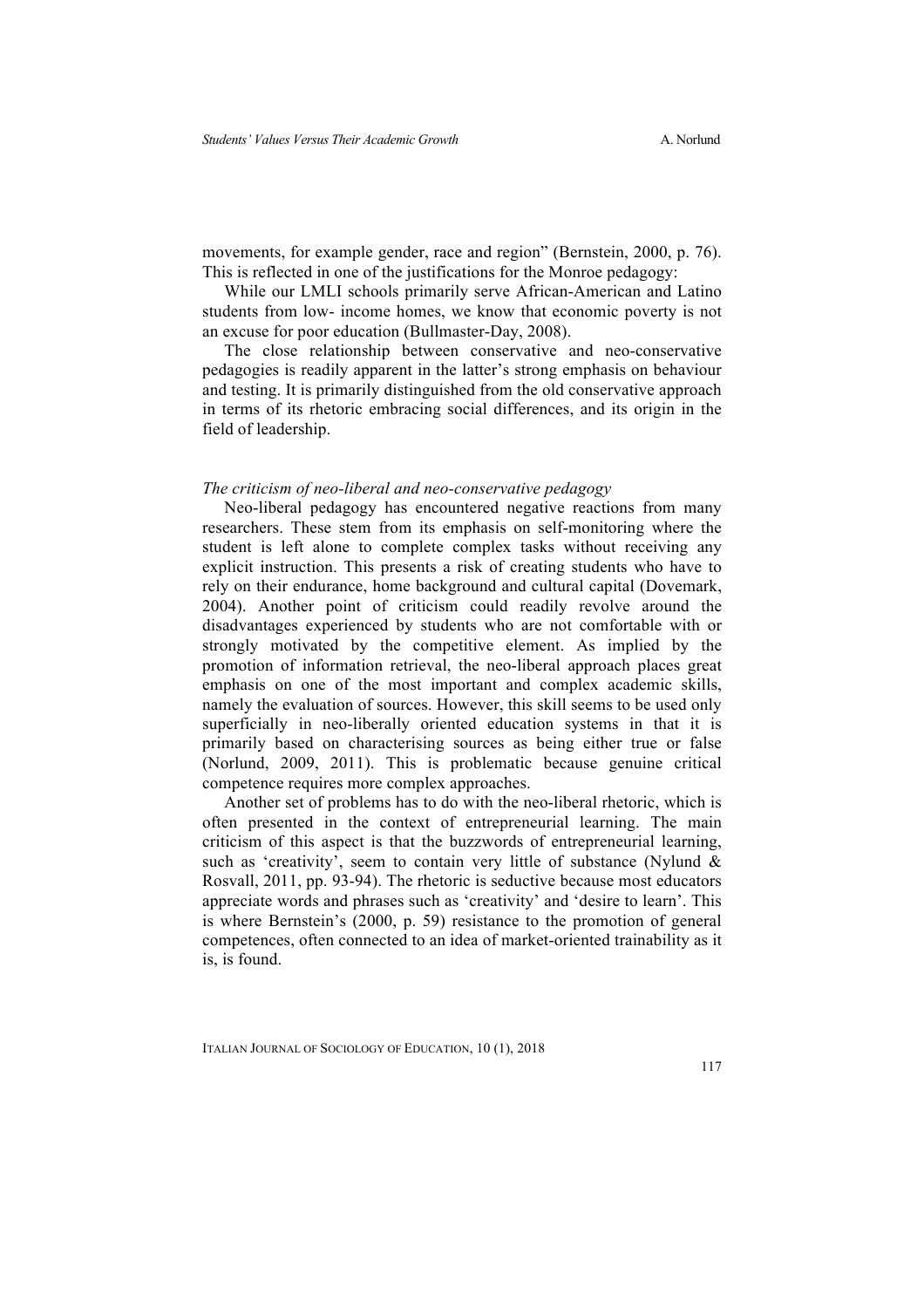movements, for example gender, race and region" (Bernstein, 2000, p. 76). This is reflected in one of the justifications for the Monroe pedagogy:

While our LMLI schools primarily serve African-American and Latino students from low- income homes, we know that economic poverty is not an excuse for poor education (Bullmaster-Day, 2008).

The close relationship between conservative and neo-conservative pedagogies is readily apparent in the latter's strong emphasis on behaviour and testing. It is primarily distinguished from the old conservative approach in terms of its rhetoric embracing social differences, and its origin in the field of leadership.

*The criticism of neo-liberal and neo-conservative pedagogy*

Neo-liberal pedagogy has encountered negative reactions from many researchers. These stem from its emphasis on self-monitoring where the student is left alone to complete complex tasks without receiving any explicit instruction. This presents a risk of creating students who have to rely on their endurance, home background and cultural capital (Dovemark, 2004). Another point of criticism could readily revolve around the disadvantages experienced by students who are not comfortable with or strongly motivated by the competitive element. As implied by the promotion of information retrieval, the neo-liberal approach places great emphasis on one of the most important and complex academic skills, namely the evaluation of sources. However, this skill seems to be used only superficially in neo-liberally oriented education systems in that it is primarily based on characterising sources as being either true or false (Norlund, 2009, 2011). This is problematic because genuine critical competence requires more complex approaches.

Another set of problems has to do with the neo-liberal rhetoric, which is often presented in the context of entrepreneurial learning. The main criticism of this aspect is that the buzzwords of entrepreneurial learning, such as 'creativity', seem to contain very little of substance (Nylund & Rosvall, 2011, pp. 93-94). The rhetoric is seductive because most educators appreciate words and phrases such as 'creativity' and 'desire to learn'. This is where Bernstein's (2000, p. 59) resistance to the promotion of general competences, often connected to an idea of market-oriented trainability as it is, is found.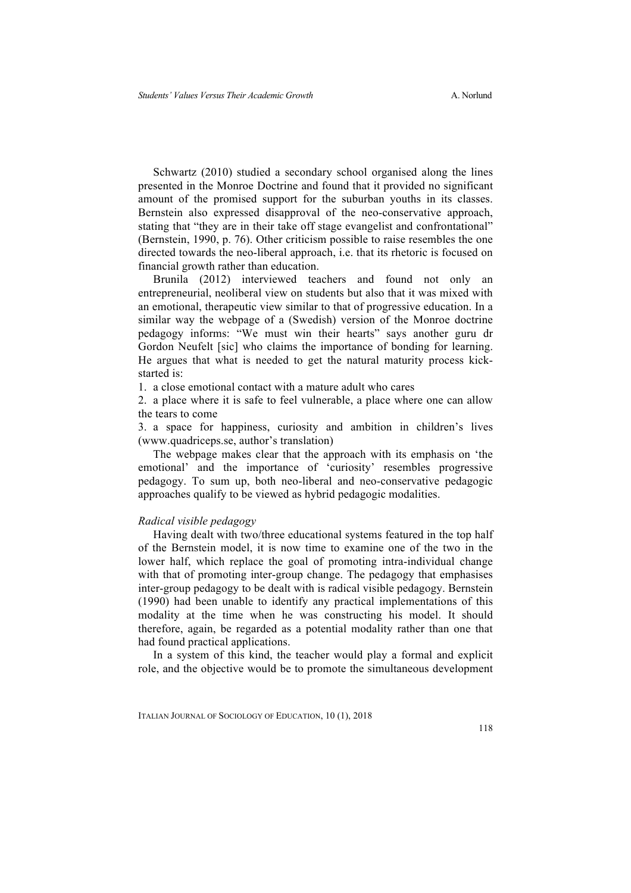Schwartz (2010) studied a secondary school organised along the lines presented in the Monroe Doctrine and found that it provided no significant amount of the promised support for the suburban youths in its classes. Bernstein also expressed disapproval of the neo-conservative approach, stating that "they are in their take off stage evangelist and confrontational" (Bernstein, 1990, p. 76). Other criticism possible to raise resembles the one directed towards the neo-liberal approach, i.e. that its rhetoric is focused on financial growth rather than education.

Brunila (2012) interviewed teachers and found not only an entrepreneurial, neoliberal view on students but also that it was mixed with an emotional, therapeutic view similar to that of progressive education. In a similar way the webpage of a (Swedish) version of the Monroe doctrine pedagogy informs: "We must win their hearts" says another guru dr Gordon Neufelt [sic] who claims the importance of bonding for learning. He argues that what is needed to get the natural maturity process kick-started is:

1. a close emotional contact with a mature adult who cares
2. a place where it is safe to feel vulnerable, a place where one can allow the tears to come
3. a space for happiness, curiosity and ambition in children's lives (www.quadriceps.se, author's translation)

The webpage makes clear that the approach with its emphasis on 'the emotional' and the importance of 'curiosity' resembles progressive pedagogy. To sum up, both neo-liberal and neo-conservative pedagogic approaches qualify to be viewed as hybrid pedagogic modalities.

*Radical visible pedagogy*

Having dealt with two/three educational systems featured in the top half of the Bernstein model, it is now time to examine one of the two in the lower half, which replace the goal of promoting intra-individual change with that of promoting inter-group change. The pedagogy that emphasises inter-group pedagogy to be dealt with is radical visible pedagogy. Bernstein (1990) had been unable to identify any practical implementations of this modality at the time when he was constructing his model. It should therefore, again, be regarded as a potential modality rather than one that had found practical applications.

In a system of this kind, the teacher would play a formal and explicit role, and the objective would be to promote the simultaneous development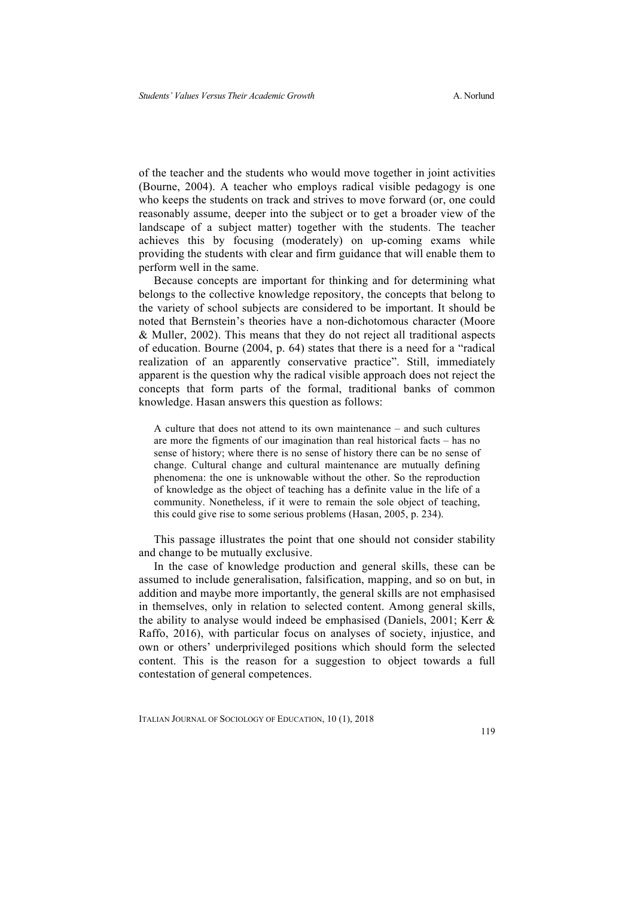of the teacher and the students who would move together in joint activities (Bourne, 2004). A teacher who employs radical visible pedagogy is one who keeps the students on track and strives to move forward (or, one could reasonably assume, deeper into the subject or to get a broader view of the landscape of a subject matter) together with the students. The teacher achieves this by focusing (moderately) on up-coming exams while providing the students with clear and firm guidance that will enable them to perform well in the same.

Because concepts are important for thinking and for determining what belongs to the collective knowledge repository, the concepts that belong to the variety of school subjects are considered to be important. It should be noted that Bernstein's theories have a non-dichotomous character (Moore & Muller, 2002). This means that they do not reject all traditional aspects of education. Bourne (2004, p. 64) states that there is a need for a "radical realization of an apparently conservative practice". Still, immediately apparent is the question why the radical visible approach does not reject the concepts that form parts of the formal, traditional banks of common knowledge. Hasan answers this question as follows:

> A culture that does not attend to its own maintenance – and such cultures are more the figments of our imagination than real historical facts – has no sense of history; where there is no sense of history there can be no sense of change. Cultural change and cultural maintenance are mutually defining phenomena: the one is unknowable without the other. So the reproduction of knowledge as the object of teaching has a definite value in the life of a community. Nonetheless, if it were to remain the sole object of teaching, this could give rise to some serious problems (Hasan, 2005, p. 234).

This passage illustrates the point that one should not consider stability and change to be mutually exclusive.

In the case of knowledge production and general skills, these can be assumed to include generalisation, falsification, mapping, and so on but, in addition and maybe more importantly, the general skills are not emphasised in themselves, only in relation to selected content. Among general skills, the ability to analyse would indeed be emphasised (Daniels, 2001; Kerr & Raffo, 2016), with particular focus on analyses of society, injustice, and own or others' underprivileged positions which should form the selected content. This is the reason for a suggestion to object towards a full contestation of general competences.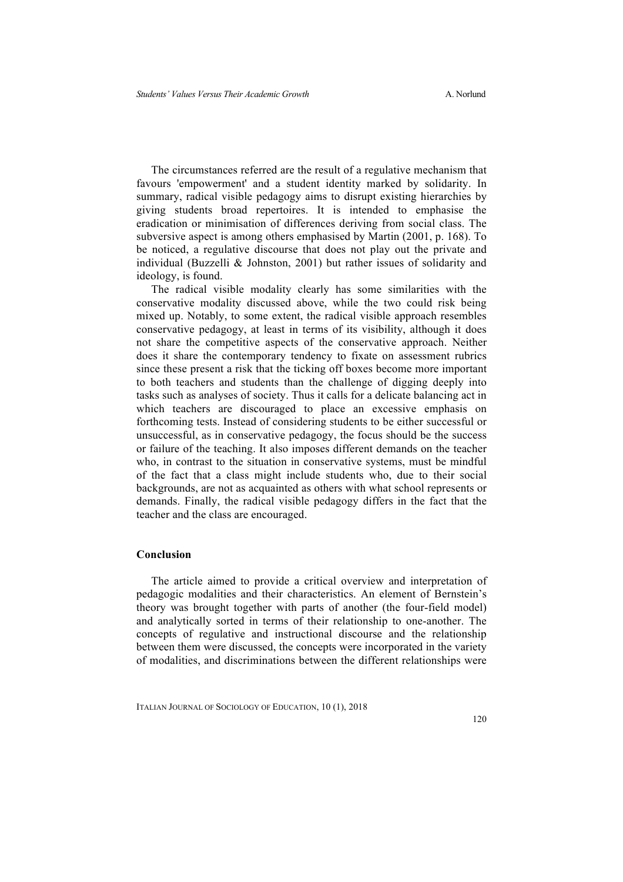The circumstances referred are the result of a regulative mechanism that favours 'empowerment' and a student identity marked by solidarity. In summary, radical visible pedagogy aims to disrupt existing hierarchies by giving students broad repertoires. It is intended to emphasise the eradication or minimisation of differences deriving from social class. The subversive aspect is among others emphasised by Martin (2001, p. 168). To be noticed, a regulative discourse that does not play out the private and individual (Buzzelli & Johnston, 2001) but rather issues of solidarity and ideology, is found.

The radical visible modality clearly has some similarities with the conservative modality discussed above, while the two could risk being mixed up. Notably, to some extent, the radical visible approach resembles conservative pedagogy, at least in terms of its visibility, although it does not share the competitive aspects of the conservative approach. Neither does it share the contemporary tendency to fixate on assessment rubrics since these present a risk that the ticking off boxes become more important to both teachers and students than the challenge of digging deeply into tasks such as analyses of society. Thus it calls for a delicate balancing act in which teachers are discouraged to place an excessive emphasis on forthcoming tests. Instead of considering students to be either successful or unsuccessful, as in conservative pedagogy, the focus should be the success or failure of the teaching. It also imposes different demands on the teacher who, in contrast to the situation in conservative systems, must be mindful of the fact that a class might include students who, due to their social backgrounds, are not as acquainted as others with what school represents or demands. Finally, the radical visible pedagogy differs in the fact that the teacher and the class are encouraged.

## Conclusion

The article aimed to provide a critical overview and interpretation of pedagogic modalities and their characteristics. An element of Bernstein's theory was brought together with parts of another (the four-field model) and analytically sorted in terms of their relationship to one-another. The concepts of regulative and instructional discourse and the relationship between them were discussed, the concepts were incorporated in the variety of modalities, and discriminations between the different relationships were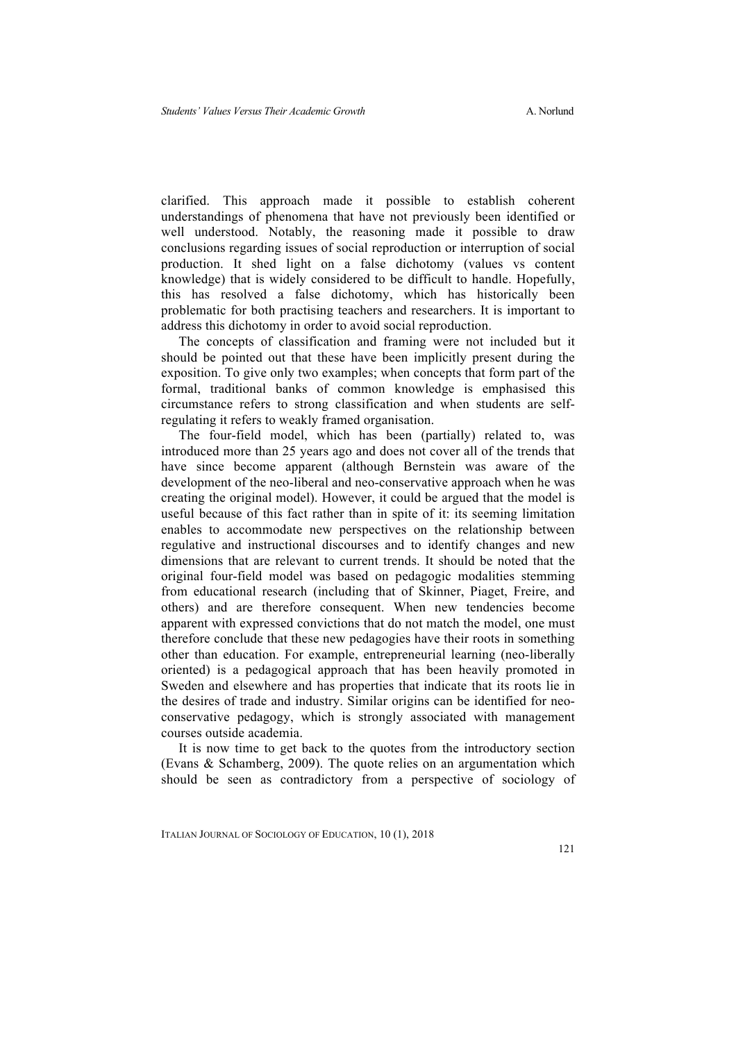clarified. This approach made it possible to establish coherent understandings of phenomena that have not previously been identified or well understood. Notably, the reasoning made it possible to draw conclusions regarding issues of social reproduction or interruption of social production. It shed light on a false dichotomy (values vs content knowledge) that is widely considered to be difficult to handle. Hopefully, this has resolved a false dichotomy, which has historically been problematic for both practising teachers and researchers. It is important to address this dichotomy in order to avoid social reproduction.

The concepts of classification and framing were not included but it should be pointed out that these have been implicitly present during the exposition. To give only two examples; when concepts that form part of the formal, traditional banks of common knowledge is emphasised this circumstance refers to strong classification and when students are self-regulating it refers to weakly framed organisation.

The four-field model, which has been (partially) related to, was introduced more than 25 years ago and does not cover all of the trends that have since become apparent (although Bernstein was aware of the development of the neo-liberal and neo-conservative approach when he was creating the original model). However, it could be argued that the model is useful because of this fact rather than in spite of it: its seeming limitation enables to accommodate new perspectives on the relationship between regulative and instructional discourses and to identify changes and new dimensions that are relevant to current trends. It should be noted that the original four-field model was based on pedagogic modalities stemming from educational research (including that of Skinner, Piaget, Freire, and others) and are therefore consequent. When new tendencies become apparent with expressed convictions that do not match the model, one must therefore conclude that these new pedagogies have their roots in something other than education. For example, entrepreneurial learning (neo-liberally oriented) is a pedagogical approach that has been heavily promoted in Sweden and elsewhere and has properties that indicate that its roots lie in the desires of trade and industry. Similar origins can be identified for neo-conservative pedagogy, which is strongly associated with management courses outside academia.

It is now time to get back to the quotes from the introductory section (Evans & Schamberg, 2009). The quote relies on an argumentation which should be seen as contradictory from a perspective of sociology of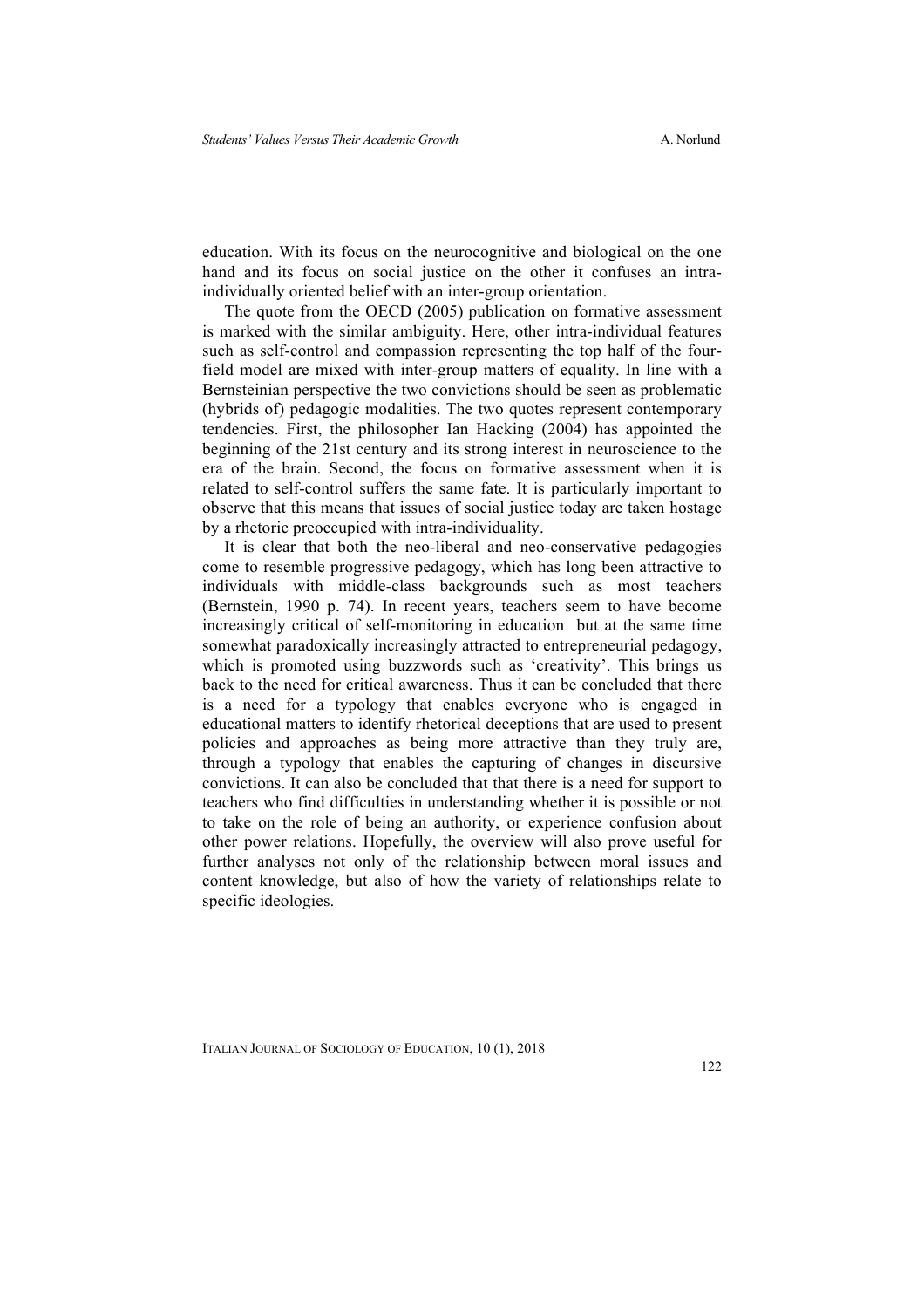education. With its focus on the neurocognitive and biological on the one hand and its focus on social justice on the other it confuses an intra-individually oriented belief with an inter-group orientation.

The quote from the OECD (2005) publication on formative assessment is marked with the similar ambiguity. Here, other intra-individual features such as self-control and compassion representing the top half of the four-field model are mixed with inter-group matters of equality. In line with a Bernsteinian perspective the two convictions should be seen as problematic (hybrids of) pedagogic modalities. The two quotes represent contemporary tendencies. First, the philosopher Ian Hacking (2004) has appointed the beginning of the 21st century and its strong interest in neuroscience to the era of the brain. Second, the focus on formative assessment when it is related to self-control suffers the same fate. It is particularly important to observe that this means that issues of social justice today are taken hostage by a rhetoric preoccupied with intra-individuality.

It is clear that both the neo-liberal and neo-conservative pedagogies come to resemble progressive pedagogy, which has long been attractive to individuals with middle-class backgrounds such as most teachers (Bernstein, 1990 p. 74). In recent years, teachers seem to have become increasingly critical of self-monitoring in education but at the same time somewhat paradoxically increasingly attracted to entrepreneurial pedagogy, which is promoted using buzzwords such as 'creativity'. This brings us back to the need for critical awareness. Thus it can be concluded that there is a need for a typology that enables everyone who is engaged in educational matters to identify rhetorical deceptions that are used to present policies and approaches as being more attractive than they truly are, through a typology that enables the capturing of changes in discursive convictions. It can also be concluded that that there is a need for support to teachers who find difficulties in understanding whether it is possible or not to take on the role of being an authority, or experience confusion about other power relations. Hopefully, the overview will also prove useful for further analyses not only of the relationship between moral issues and content knowledge, but also of how the variety of relationships relate to specific ideologies.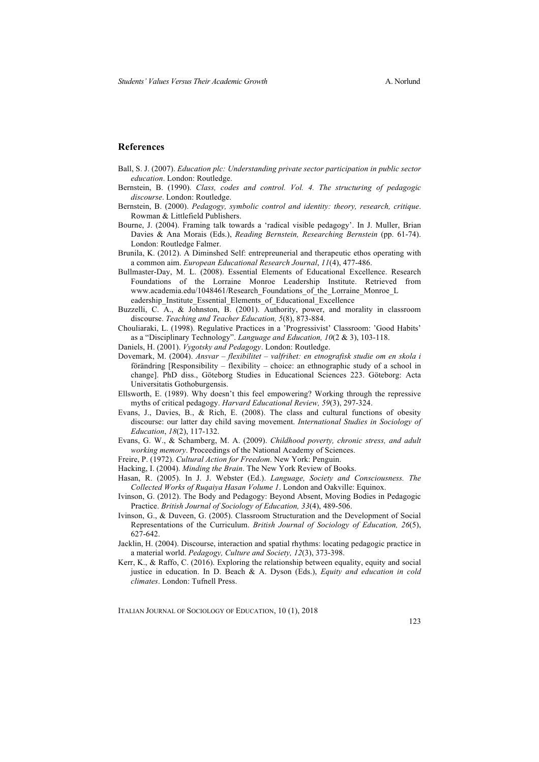## References

Ball, S. J. (2007). *Education plc: Understanding private sector participation in public sector education*. London: Routledge.

Bernstein, B. (1990). *Class, codes and control. Vol. 4. The structuring of pedagogic discourse*. London: Routledge.

Bernstein, B. (2000). *Pedagogy, symbolic control and identity: theory, research, critique*. Rowman & Littlefield Publishers.

Bourne, J. (2004). Framing talk towards a 'radical visible pedagogy'. In J. Muller, Brian Davies & Ana Morais (Eds.), *Reading Bernstein, Researching Bernstein* (pp. 61-74). London: Routledge Falmer.

Brunila, K. (2012). A Diminshed Self: entrepreunerial and therapeutic ethos operating with a common aim. *European Educational Research Journal*, *11*(4), 477-486.

Bullmaster-Day, M. L. (2008). Essential Elements of Educational Excellence. Research Foundations of the Lorraine Monroe Leadership Institute. Retrieved from www.academia.edu/1048461/Research_Foundations_of_the_Lorraine_Monroe_Leadership_Institute_Essential_Elements_of_Educational_Excellence

Buzzelli, C. A., & Johnston, B. (2001). Authority, power, and morality in classroom discourse. *Teaching and Teacher Education, 5*(8), 873-884.

Chouliaraki, L. (1998). Regulative Practices in a 'Progressivist' Classroom: 'Good Habits' as a "Disciplinary Technology". *Language and Education, 10*(2 & 3), 103-118.

Daniels, H. (2001). *Vygotsky and Pedagogy*. London: Routledge.

Dovemark, M. (2004). *Ansvar – flexibilitet – valfrihet: en etnografisk studie om en skola i* förändring [Responsibility – flexibility – choice: an ethnographic study of a school in change]. PhD diss., Göteborg Studies in Educational Sciences 223. Göteborg: Acta Universitatis Gothoburgensis.

Ellsworth, E. (1989). Why doesn't this feel empowering? Working through the repressive myths of critical pedagogy. *Harvard Educational Review, 59*(3), 297-324.

Evans, J., Davies, B., & Rich, E. (2008). The class and cultural functions of obesity discourse: our latter day child saving movement. *International Studies in Sociology of Education*, *18*(2), 117-132.

Evans, G. W., & Schamberg, M. A. (2009). *Childhood poverty, chronic stress, and adult working memory*. Proceedings of the National Academy of Sciences.

Freire, P. (1972). *Cultural Action for Freedom*. New York: Penguin.

Hacking, I. (2004). *Minding the Brain*. The New York Review of Books.

Hasan, R. (2005). In J. J. Webster (Ed.). *Language, Society and Consciousness. The Collected Works of Ruqaiya Hasan Volume 1*. London and Oakville: Equinox.

Ivinson, G. (2012). The Body and Pedagogy: Beyond Absent, Moving Bodies in Pedagogic Practice. *British Journal of Sociology of Education, 33*(4), 489-506.

Ivinson, G., & Duveen, G. (2005). Classroom Structuration and the Development of Social Representations of the Curriculum. *British Journal of Sociology of Education, 26*(5), 627-642.

Jacklin, H. (2004). Discourse, interaction and spatial rhythms: locating pedagogic practice in a material world. *Pedagogy, Culture and Society, 12*(3), 373-398.

Kerr, K., & Raffo, C. (2016). Exploring the relationship between equality, equity and social justice in education. In D. Beach & A. Dyson (Eds.), *Equity and education in cold climates*. London: Tufnell Press.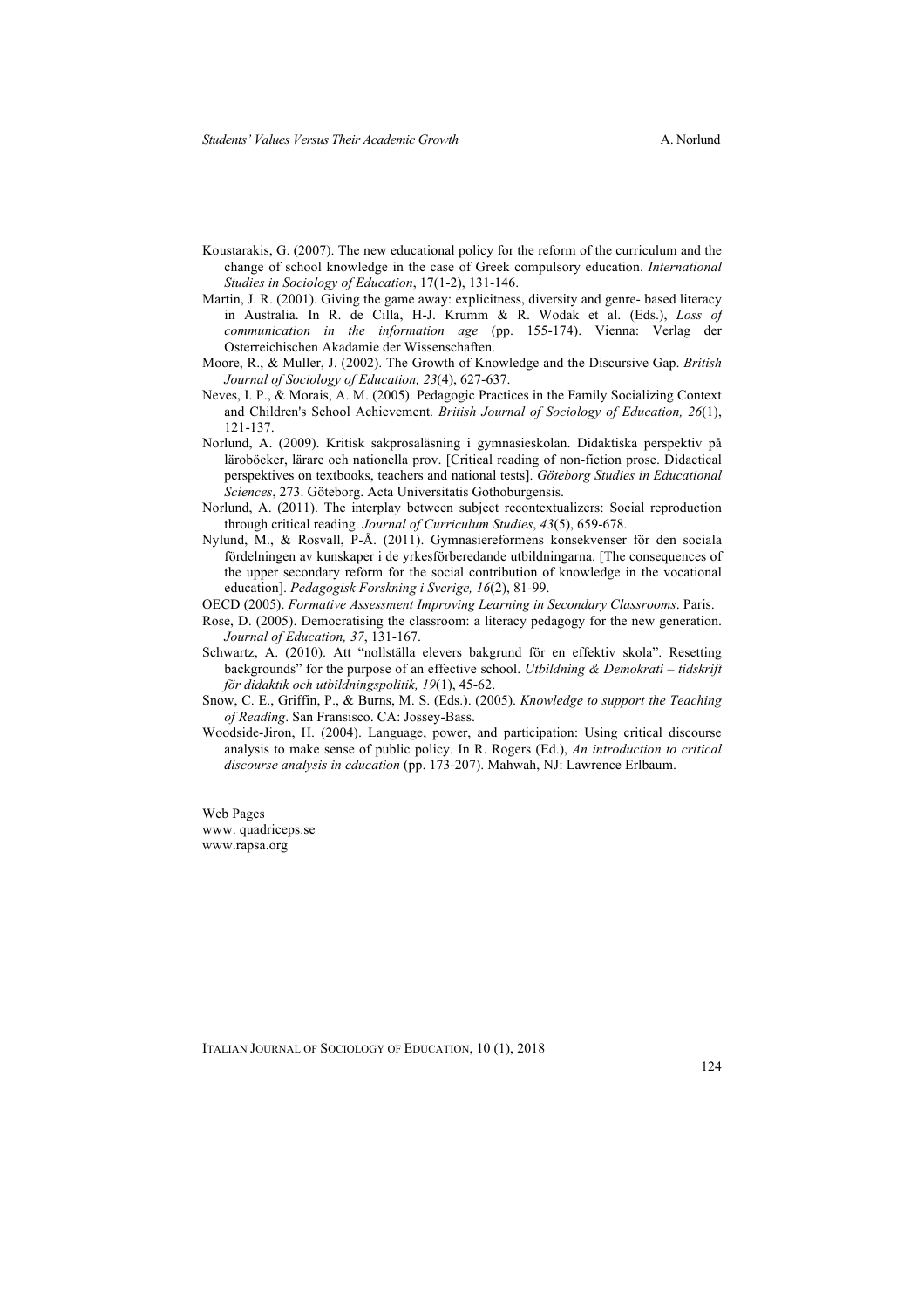Koustarakis, G. (2007). The new educational policy for the reform of the curriculum and the change of school knowledge in the case of Greek compulsory education. *International Studies in Sociology of Education*, 17(1-2), 131-146.

Martin, J. R. (2001). Giving the game away: explicitness, diversity and genre- based literacy in Australia. In R. de Cilla, H-J. Krumm & R. Wodak et al. (Eds.), *Loss of communication in the information age* (pp. 155-174). Vienna: Verlag der Osterreichischen Akadamie der Wissenschaften.

Moore, R., & Muller, J. (2002). The Growth of Knowledge and the Discursive Gap. *British Journal of Sociology of Education, 23*(4), 627-637.

Neves, I. P., & Morais, A. M. (2005). Pedagogic Practices in the Family Socializing Context and Children's School Achievement. *British Journal of Sociology of Education, 26*(1), 121-137.

Norlund, A. (2009). Kritisk sakprosaläsning i gymnasieskolan. Didaktiska perspektiv på läroböcker, lärare och nationella prov. [Critical reading of non-fiction prose. Didactical perspektives on textbooks, teachers and national tests]. *Göteborg Studies in Educational Sciences*, 273. Göteborg. Acta Universitatis Gothoburgensis.

Norlund, A. (2011). The interplay between subject recontextualizers: Social reproduction through critical reading. *Journal of Curriculum Studies*, *43*(5), 659-678.

Nylund, M., & Rosvall, P-Å. (2011). Gymnasiereformens konsekvenser för den sociala fördelningen av kunskaper i de yrkesförberedande utbildningarna. [The consequences of the upper secondary reform for the social contribution of knowledge in the vocational education]. *Pedagogisk Forskning i Sverige, 16*(2), 81-99.

OECD (2005). *Formative Assessment Improving Learning in Secondary Classrooms*. Paris.

Rose, D. (2005). Democratising the classroom: a literacy pedagogy for the new generation. *Journal of Education, 37*, 131-167.

Schwartz, A. (2010). Att "nollställa elevers bakgrund för en effektiv skola". Resetting backgrounds" for the purpose of an effective school. *Utbildning & Demokrati – tidskrift för didaktik och utbildningspolitik, 19*(1), 45-62.

Snow, C. E., Griffin, P., & Burns, M. S. (Eds.). (2005). *Knowledge to support the Teaching of Reading*. San Fransisco. CA: Jossey-Bass.

Woodside-Jiron, H. (2004). Language, power, and participation: Using critical discourse analysis to make sense of public policy. In R. Rogers (Ed.), *An introduction to critical discourse analysis in education* (pp. 173-207). Mahwah, NJ: Lawrence Erlbaum.

Web Pages
www. quadriceps.se
www.rapsa.org